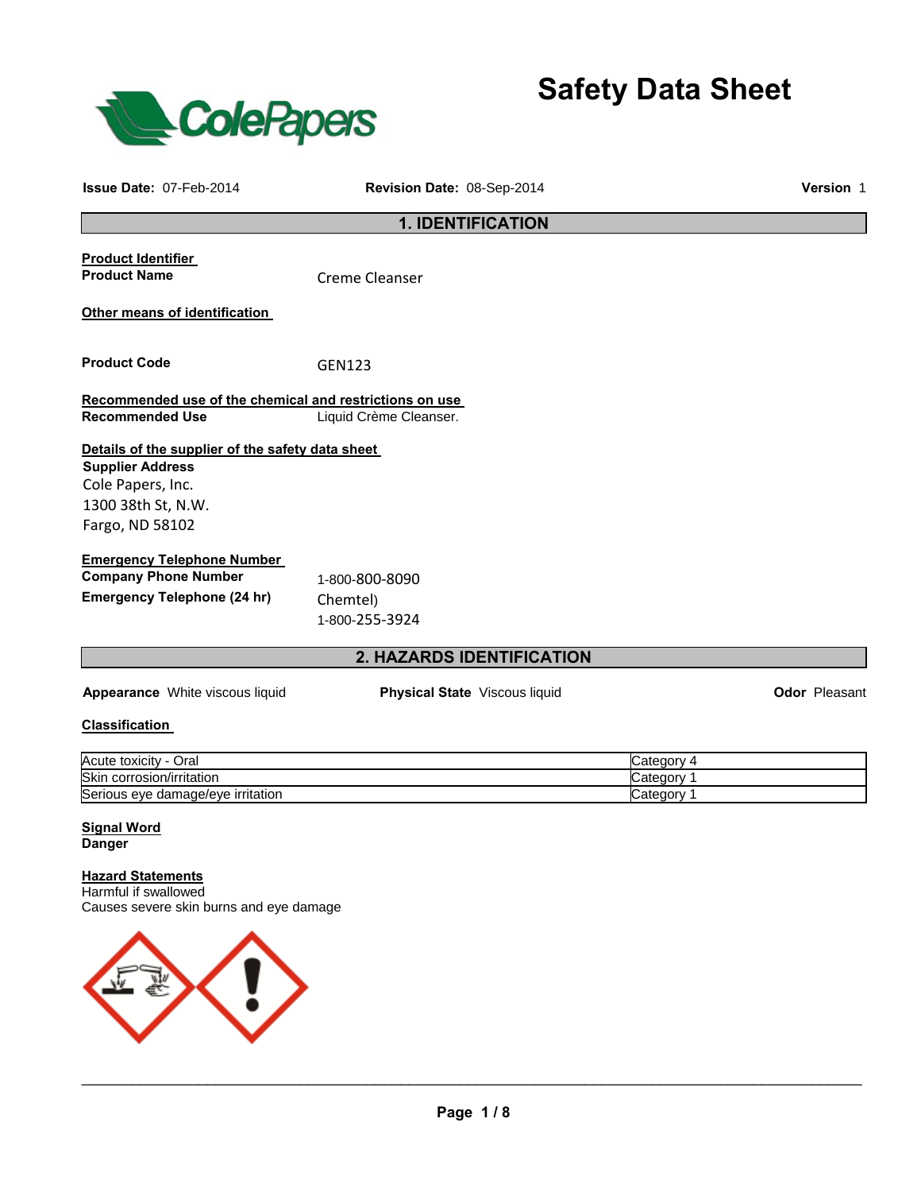# Safety Data Sheet

**Issue Date:** 07-Feb-2014 **Revision Date:** 08-Sep-2014 **Version** 1

## 1. IDENTIFICATION

**Product Identifier**

**Product Name** Creme Cleanser

**Other means of identification**

**Product Code** GEN123

**Recommended use of the chemical and restrictions on use**

**Recommended Use** Liquid Crème Cleanser.

**Details of the supplier of the safety data sheet**

**Supplier Address**
Cole Papers, Inc.
1300 38th St, N.W.
Fargo, ND 58102

**Emergency Telephone Number**

**Company Phone Number** 1-800-800-8090

**Emergency Telephone (24 hr)** Chemtel)
1-800-255-3924

## 2. HAZARDS IDENTIFICATION

**Appearance** White viscous liquid **Physical State** Viscous liquid **Odor** Pleasant

**Classification**

| | |
|---|---|
| Acute toxicity - Oral | Category 4 |
| Skin corrosion/irritation | Category 1 |
| Serious eye damage/eye irritation | Category 1 |

**Signal Word**
**Danger**

**Hazard Statements**
Harmful if swallowed
Causes severe skin burns and eye damage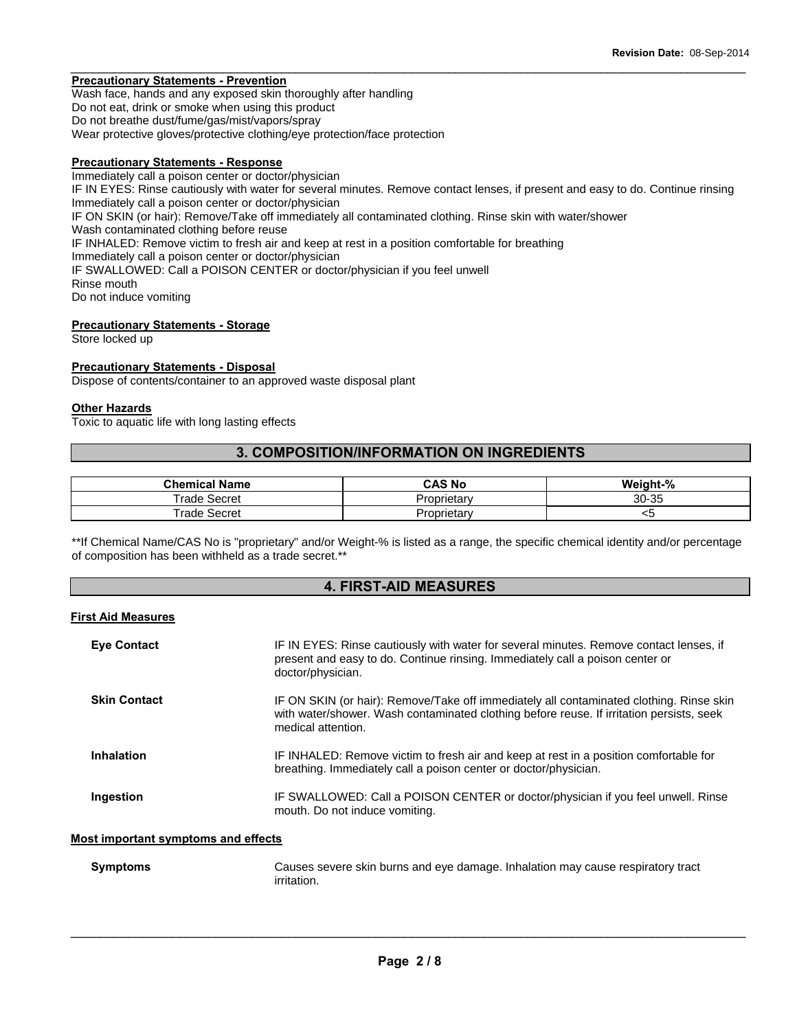### Precautionary Statements - Prevention

Wash face, hands and any exposed skin thoroughly after handling
Do not eat, drink or smoke when using this product
Do not breathe dust/fume/gas/mist/vapors/spray
Wear protective gloves/protective clothing/eye protection/face protection

### Precautionary Statements - Response

Immediately call a poison center or doctor/physician
IF IN EYES: Rinse cautiously with water for several minutes. Remove contact lenses, if present and easy to do. Continue rinsing
Immediately call a poison center or doctor/physician
IF ON SKIN (or hair): Remove/Take off immediately all contaminated clothing. Rinse skin with water/shower
Wash contaminated clothing before reuse
IF INHALED: Remove victim to fresh air and keep at rest in a position comfortable for breathing
Immediately call a poison center or doctor/physician
IF SWALLOWED: Call a POISON CENTER or doctor/physician if you feel unwell
Rinse mouth
Do not induce vomiting

### Precautionary Statements - Storage

Store locked up

### Precautionary Statements - Disposal

Dispose of contents/container to an approved waste disposal plant

### Other Hazards

Toxic to aquatic life with long lasting effects

## 3. COMPOSITION/INFORMATION ON INGREDIENTS

| Chemical Name | CAS No | Weight-% |
|---|---|---|
| Trade Secret | Proprietary | 30-35 |
| Trade Secret | Proprietary | <5 |

**If Chemical Name/CAS No is "proprietary" and/or Weight-% is listed as a range, the specific chemical identity and/or percentage of composition has been withheld as a trade secret.**

## 4. FIRST-AID MEASURES

### First Aid Measures

**Eye Contact**: IF IN EYES: Rinse cautiously with water for several minutes. Remove contact lenses, if present and easy to do. Continue rinsing. Immediately call a poison center or doctor/physician.

**Skin Contact**: IF ON SKIN (or hair): Remove/Take off immediately all contaminated clothing. Rinse skin with water/shower. Wash contaminated clothing before reuse. If irritation persists, seek medical attention.

**Inhalation**: IF INHALED: Remove victim to fresh air and keep at rest in a position comfortable for breathing. Immediately call a poison center or doctor/physician.

**Ingestion**: IF SWALLOWED: Call a POISON CENTER or doctor/physician if you feel unwell. Rinse mouth. Do not induce vomiting.

### Most important symptoms and effects

**Symptoms**: Causes severe skin burns and eye damage. Inhalation may cause respiratory tract irritation.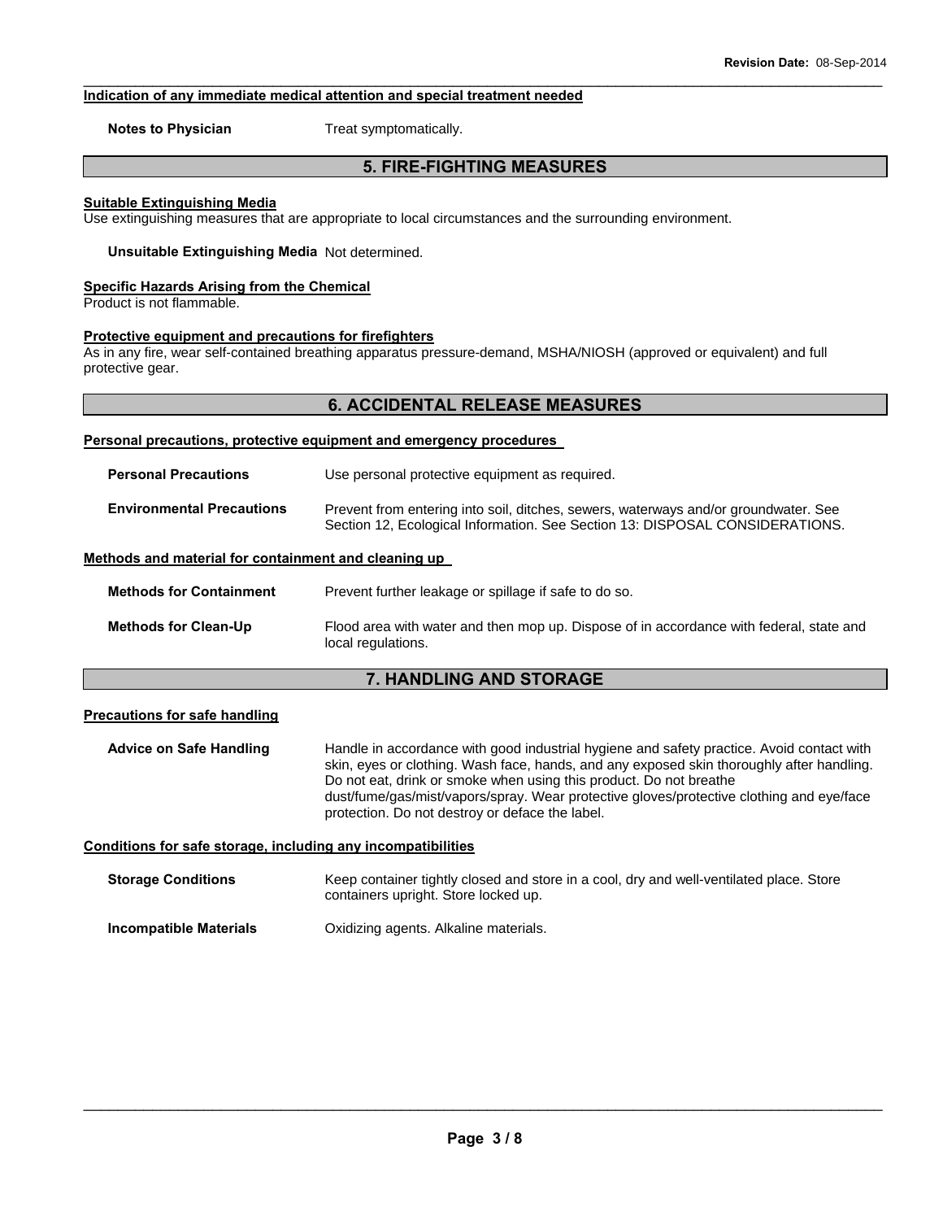### Indication of any immediate medical attention and special treatment needed

**Notes to Physician** Treat symptomatically.

## 5. FIRE-FIGHTING MEASURES

### Suitable Extinguishing Media

Use extinguishing measures that are appropriate to local circumstances and the surrounding environment.

**Unsuitable Extinguishing Media** Not determined.

### Specific Hazards Arising from the Chemical

Product is not flammable.

### Protective equipment and precautions for firefighters

As in any fire, wear self-contained breathing apparatus pressure-demand, MSHA/NIOSH (approved or equivalent) and full protective gear.

## 6. ACCIDENTAL RELEASE MEASURES

### Personal precautions, protective equipment and emergency procedures

**Personal Precautions** Use personal protective equipment as required.

**Environmental Precautions** Prevent from entering into soil, ditches, sewers, waterways and/or groundwater. See Section 12, Ecological Information. See Section 13: DISPOSAL CONSIDERATIONS.

### Methods and material for containment and cleaning up

**Methods for Containment** Prevent further leakage or spillage if safe to do so.

**Methods for Clean-Up** Flood area with water and then mop up. Dispose of in accordance with federal, state and local regulations.

## 7. HANDLING AND STORAGE

### Precautions for safe handling

**Advice on Safe Handling** Handle in accordance with good industrial hygiene and safety practice. Avoid contact with skin, eyes or clothing. Wash face, hands, and any exposed skin thoroughly after handling. Do not eat, drink or smoke when using this product. Do not breathe dust/fume/gas/mist/vapors/spray. Wear protective gloves/protective clothing and eye/face protection. Do not destroy or deface the label.

### Conditions for safe storage, including any incompatibilities

**Storage Conditions** Keep container tightly closed and store in a cool, dry and well-ventilated place. Store containers upright. Store locked up.

**Incompatible Materials** Oxidizing agents. Alkaline materials.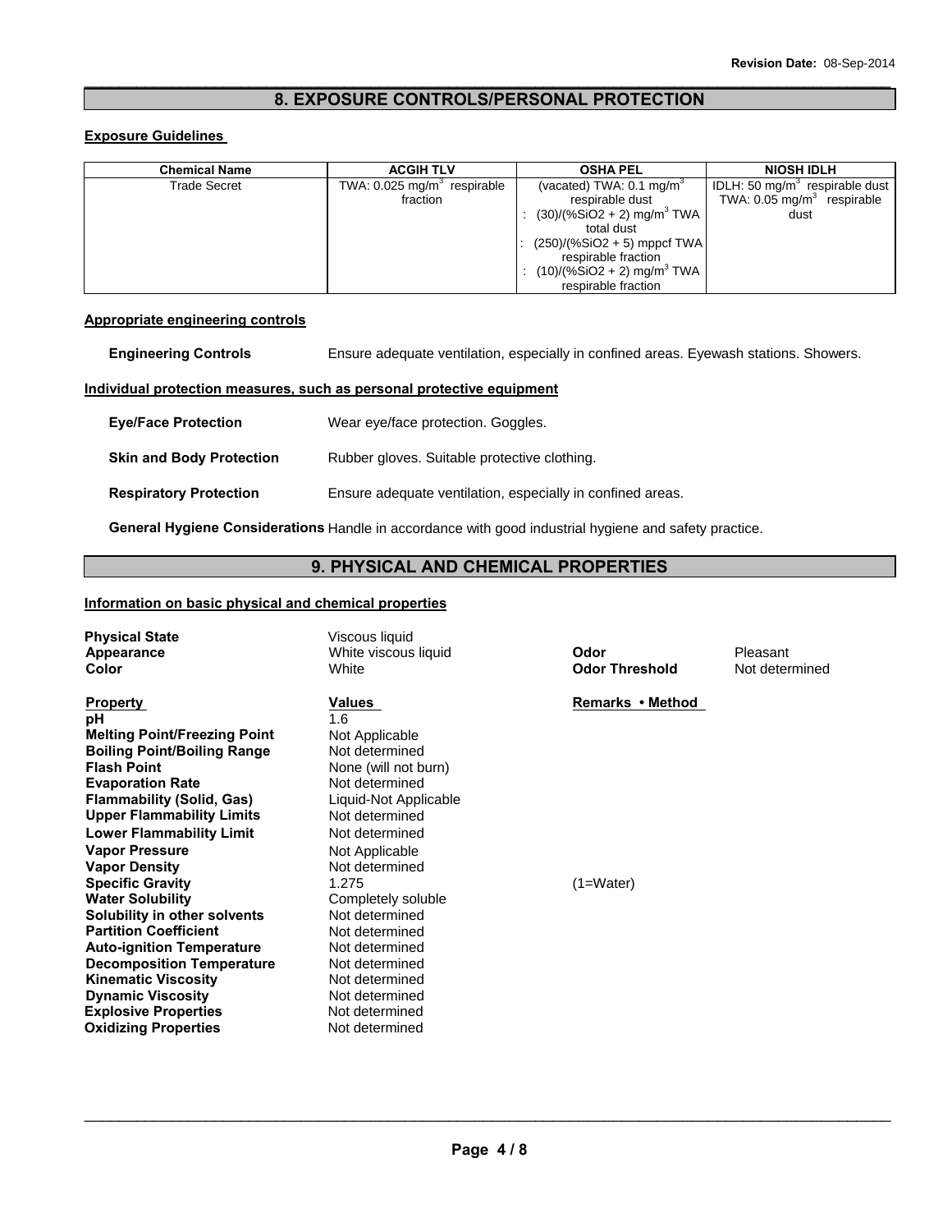## 8. EXPOSURE CONTROLS/PERSONAL PROTECTION

**Exposure Guidelines**

| Chemical Name | ACGIH TLV | OSHA PEL | NIOSH IDLH |
|---|---|---|---|
| Trade Secret | TWA: 0.025 mg/m$^3$ respirable fraction | (vacated) TWA: 0.1 mg/m$^3$ respirable dust<br>: (30)/(%SiO2 + 2) mg/m$^3$ TWA total dust<br>: (250)/(%SiO2 + 5) mppcf TWA respirable fraction<br>: (10)/(%SiO2 + 2) mg/m$^3$ TWA respirable fraction | IDLH: 50 mg/m$^3$ respirable dust<br>TWA: 0.05 mg/m$^3$ respirable dust |

**Appropriate engineering controls**

**Engineering Controls** Ensure adequate ventilation, especially in confined areas. Eyewash stations. Showers.

**Individual protection measures, such as personal protective equipment**

**Eye/Face Protection** Wear eye/face protection. Goggles.

**Skin and Body Protection** Rubber gloves. Suitable protective clothing.

**Respiratory Protection** Ensure adequate ventilation, especially in confined areas.

**General Hygiene Considerations** Handle in accordance with good industrial hygiene and safety practice.

## 9. PHYSICAL AND CHEMICAL PROPERTIES

**Information on basic physical and chemical properties**

**Physical State** Viscous liquid
**Appearance** White viscous liquid
**Color** White
**Odor** Pleasant
**Odor Threshold** Not determined

| Property | Values | Remarks • Method |
|---|---|---|
| **pH** | 1.6 | |
| **Melting Point/Freezing Point** | Not Applicable | |
| **Boiling Point/Boiling Range** | Not determined | |
| **Flash Point** | None (will not burn) | |
| **Evaporation Rate** | Not determined | |
| **Flammability (Solid, Gas)** | Liquid-Not Applicable | |
| **Upper Flammability Limits** | Not determined | |
| **Lower Flammability Limit** | Not determined | |
| **Vapor Pressure** | Not Applicable | |
| **Vapor Density** | Not determined | |
| **Specific Gravity** | 1.275 | (1=Water) |
| **Water Solubility** | Completely soluble | |
| **Solubility in other solvents** | Not determined | |
| **Partition Coefficient** | Not determined | |
| **Auto-ignition Temperature** | Not determined | |
| **Decomposition Temperature** | Not determined | |
| **Kinematic Viscosity** | Not determined | |
| **Dynamic Viscosity** | Not determined | |
| **Explosive Properties** | Not determined | |
| **Oxidizing Properties** | Not determined | |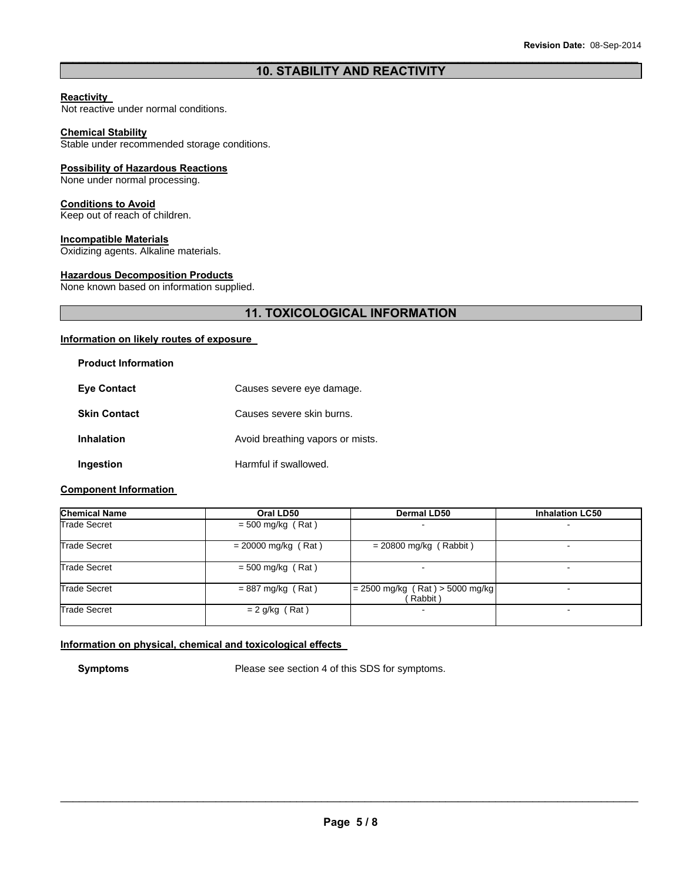## 10. STABILITY AND REACTIVITY

**Reactivity**

Not reactive under normal conditions.

**Chemical Stability**

Stable under recommended storage conditions.

**Possibility of Hazardous Reactions**

None under normal processing.

**Conditions to Avoid**

Keep out of reach of children.

**Incompatible Materials**

Oxidizing agents. Alkaline materials.

**Hazardous Decomposition Products**

None known based on information supplied.

## 11. TOXICOLOGICAL INFORMATION

**Information on likely routes of exposure**

**Product Information**

**Eye Contact** Causes severe eye damage.

**Skin Contact** Causes severe skin burns.

**Inhalation** Avoid breathing vapors or mists.

**Ingestion** Harmful if swallowed.

**Component Information**

| Chemical Name | Oral LD50 | Dermal LD50 | Inhalation LC50 |
|---|---|---|---|
| Trade Secret | = 500 mg/kg ( Rat ) | - | - |
| Trade Secret | = 20000 mg/kg ( Rat ) | = 20800 mg/kg ( Rabbit ) | - |
| Trade Secret | = 500 mg/kg ( Rat ) | - | - |
| Trade Secret | = 887 mg/kg ( Rat ) | = 2500 mg/kg ( Rat ) > 5000 mg/kg ( Rabbit ) | - |
| Trade Secret | = 2 g/kg ( Rat ) | - | - |

**Information on physical, chemical and toxicological effects**

**Symptoms** Please see section 4 of this SDS for symptoms.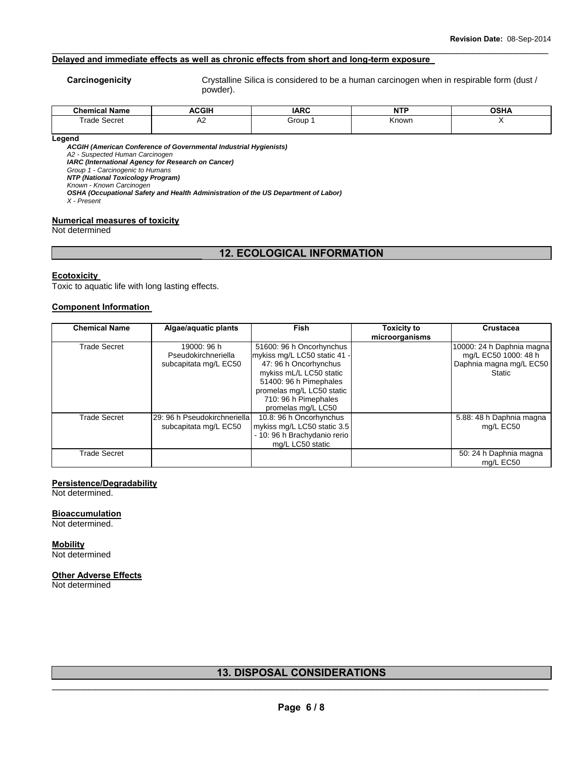**Delayed and immediate effects as well as chronic effects from short and long-term exposure**

**Carcinogenicity** Crystalline Silica is considered to be a human carcinogen when in respirable form (dust / powder).

| Chemical Name | ACGIH | IARC | NTP | OSHA |
|---|---|---|---|---|
| Trade Secret | A2 | Group 1 | Known | X |

**Legend**

***ACGIH (American Conference of Governmental Industrial Hygienists)***
*A2 - Suspected Human Carcinogen*
***IARC (International Agency for Research on Cancer)***
*Group 1 - Carcinogenic to Humans*
***NTP (National Toxicology Program)***
*Known - Known Carcinogen*
***OSHA (Occupational Safety and Health Administration of the US Department of Labor)***
*X - Present*

**Numerical measures of toxicity**
Not determined

## 12. ECOLOGICAL INFORMATION

**Ecotoxicity**
Toxic to aquatic life with long lasting effects.

**Component Information**

| Chemical Name | Algae/aquatic plants | Fish | Toxicity to microorganisms | Crustacea |
|---|---|---|---|---|
| Trade Secret | 19000: 96 h Pseudokirchneriella subcapitata mg/L EC50 | 51600: 96 h Oncorhynchus mykiss mg/L LC50 static 41 - 47: 96 h Oncorhynchus mykiss mL/L LC50 static 51400: 96 h Pimephales promelas mg/L LC50 static 710: 96 h Pimephales promelas mg/L LC50 | | 10000: 24 h Daphnia magna mg/L EC50 1000: 48 h Daphnia magna mg/L EC50 Static |
| Trade Secret | 29: 96 h Pseudokirchneriella subcapitata mg/L EC50 | 10.8: 96 h Oncorhynchus mykiss mg/L LC50 static 3.5 - 10: 96 h Brachydanio rerio mg/L LC50 static | | 5.88: 48 h Daphnia magna mg/L EC50 |
| Trade Secret | | | | 50: 24 h Daphnia magna mg/L EC50 |

**Persistence/Degradability**
Not determined.

**Bioaccumulation**
Not determined.

**Mobility**
Not determined

**Other Adverse Effects**
Not determined

## 13. DISPOSAL CONSIDERATIONS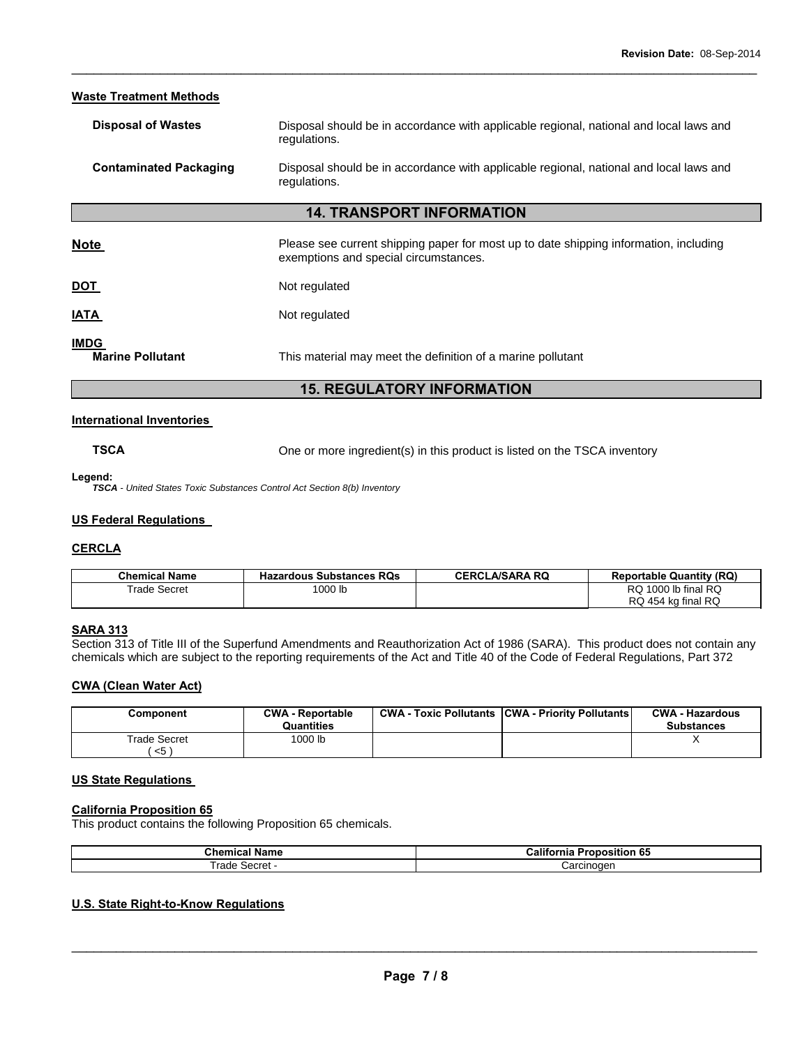### Waste Treatment Methods

**Disposal of Wastes** — Disposal should be in accordance with applicable regional, national and local laws and regulations.

**Contaminated Packaging** — Disposal should be in accordance with applicable regional, national and local laws and regulations.

## 14. TRANSPORT INFORMATION

**Note** — Please see current shipping paper for most up to date shipping information, including exemptions and special circumstances.

**DOT** — Not regulated

**IATA** — Not regulated

**IMDG**

**Marine Pollutant** — This material may meet the definition of a marine pollutant

## 15. REGULATORY INFORMATION

### International Inventories

**TSCA** — One or more ingredient(s) in this product is listed on the TSCA inventory

**Legend:**
***TSCA** - United States Toxic Substances Control Act Section 8(b) Inventory*

### US Federal Regulations

### CERCLA

| Chemical Name | Hazardous Substances RQs | CERCLA/SARA RQ | Reportable Quantity (RQ) |
|---|---|---|---|
| Trade Secret | 1000 lb | | RQ 1000 lb final RQ<br>RQ 454 kg final RQ |

### SARA 313

Section 313 of Title III of the Superfund Amendments and Reauthorization Act of 1986 (SARA). This product does not contain any chemicals which are subject to the reporting requirements of the Act and Title 40 of the Code of Federal Regulations, Part 372

### CWA (Clean Water Act)

| Component | CWA - Reportable Quantities | CWA - Toxic Pollutants | CWA - Priority Pollutants | CWA - Hazardous Substances |
|---|---|---|---|---|
| Trade Secret<br>( <5 ) | 1000 lb | | | X |

### US State Regulations

### California Proposition 65

This product contains the following Proposition 65 chemicals.

| Chemical Name | California Proposition 65 |
|---|---|
| Trade Secret - | Carcinogen |

### U.S. State Right-to-Know Regulations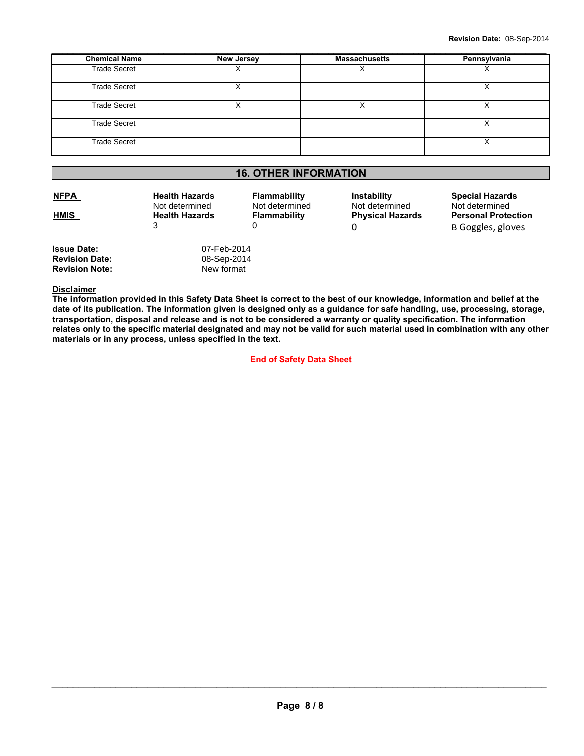| Chemical Name | New Jersey | Massachusetts | Pennsylvania |
|---|---|---|---|
| Trade Secret | X | X | X |
| Trade Secret | X | | X |
| Trade Secret | X | X | X |
| Trade Secret | | | X |
| Trade Secret | | | X |

## 16. OTHER INFORMATION

| | | | | |
|---|---|---|---|---|
| **NFPA** | **Health Hazards** | **Flammability** | **Instability** | **Special Hazards** |
| | Not determined | Not determined | Not determined | Not determined |
| **HMIS** | **Health Hazards** | **Flammability** | **Physical Hazards** | **Personal Protection** |
| | 3 | 0 | 0 | B Goggles, gloves |

**Issue Date:** 07-Feb-2014
**Revision Date:** 08-Sep-2014
**Revision Note:** New format

**Disclaimer**

**The information provided in this Safety Data Sheet is correct to the best of our knowledge, information and belief at the date of its publication. The information given is designed only as a guidance for safe handling, use, processing, storage, transportation, disposal and release and is not to be considered a warranty or quality specification. The information relates only to the specific material designated and may not be valid for such material used in combination with any other materials or in any process, unless specified in the text.**

**End of Safety Data Sheet**